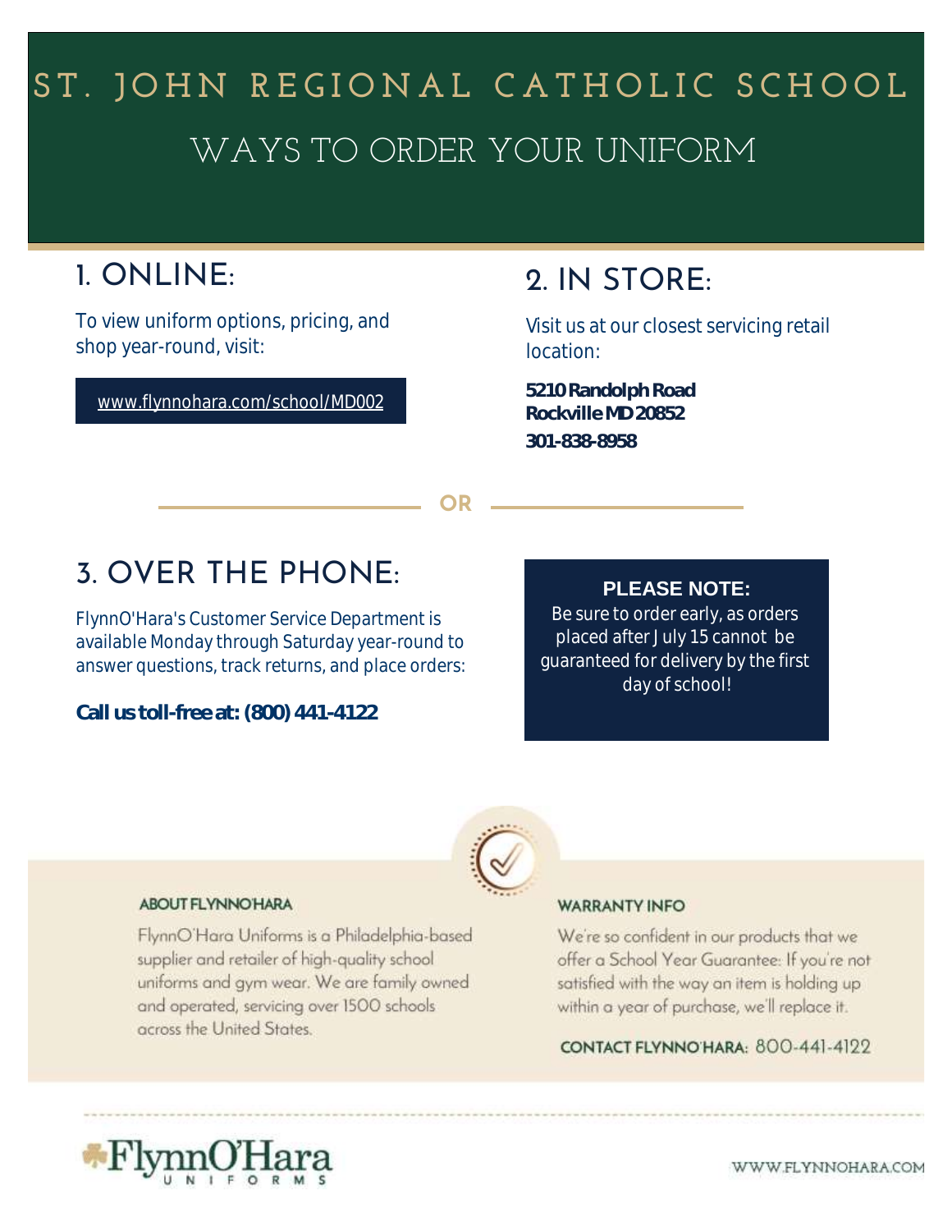# ST. JOHN REGIONAL CATHOLIC SCHOOL

## WAYS TO ORDER YOUR UNIFORM

## 1. ONLINE:

To view uniform options, pricing, and shop year-round, visit:

www.flynnohara.com/school/MD002

## 2. IN STORE:

Visit us at our closest servicing retail location:

**5210 Randolph Road**
**Rockville MD 20852**
**301-838-8958**

OR

## 3. OVER THE PHONE:

FlynnO'Hara's Customer Service Department is available Monday through Saturday year-round to answer questions, track returns, and place orders:

**Call us toll-free at: (800) 441-4122**

**PLEASE NOTE:**
Be sure to order early, as orders placed after July 15 cannot be guaranteed for delivery by the first day of school!

### ABOUT FLYNNOHARA

FlynnO'Hara Uniforms is a Philadelphia-based supplier and retailer of high-quality school uniforms and gym wear. We are family owned and operated, servicing over 1500 schools across the United States.

### WARRANTY INFO

We're so confident in our products that we offer a School Year Guarantee: If you're not satisfied with the way an item is holding up within a year of purchase, we'll replace it.

**CONTACT FLYNNO'HARA:** 800-441-4122

FlynnO'Hara UNIFORMS

WWW.FLYNNOHARA.COM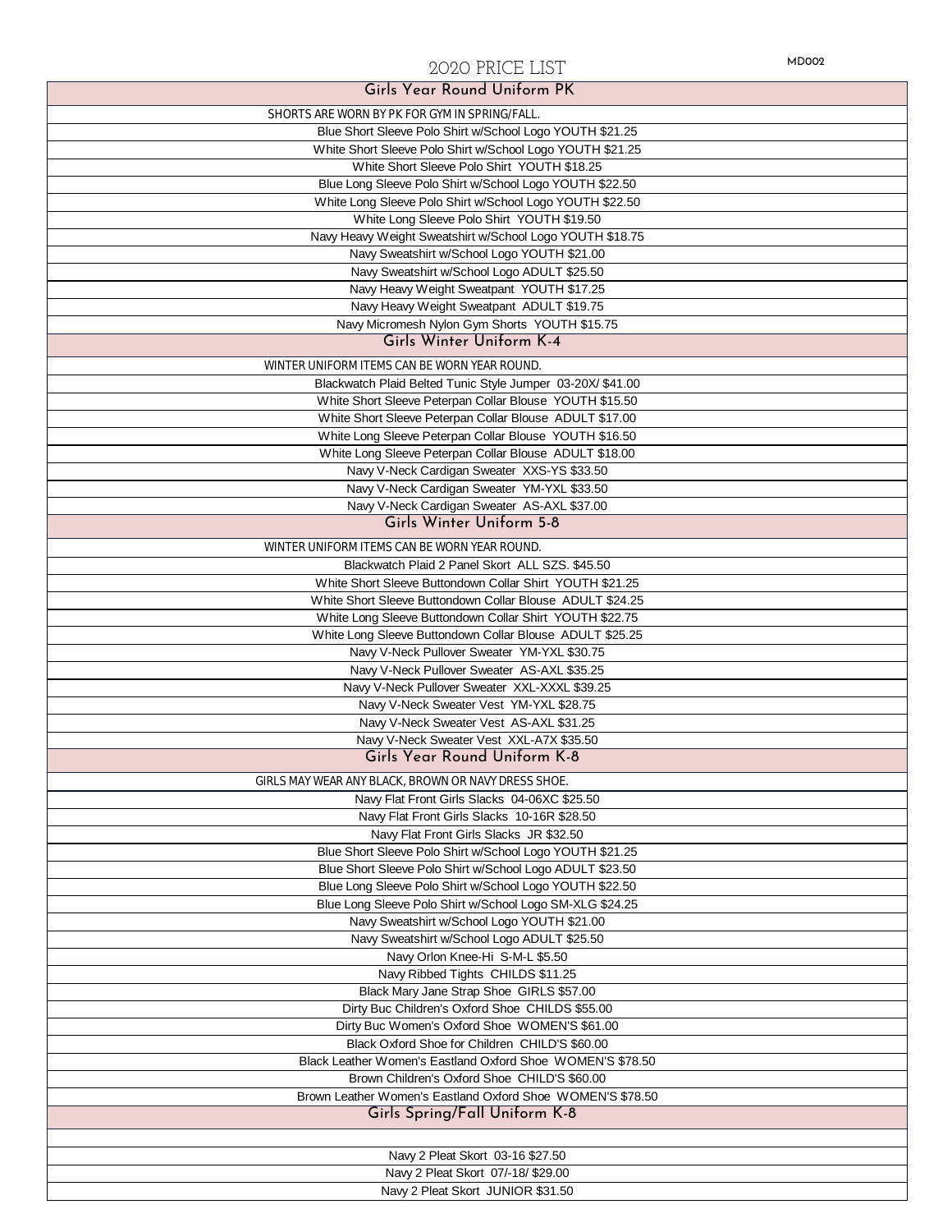# 2020 PRICE LIST

MD002

## Girls Year Round Uniform PK

SHORTS ARE WORN BY PK FOR GYM IN SPRING/FALL.

- Blue Short Sleeve Polo Shirt w/School Logo YOUTH $21.25
- White Short Sleeve Polo Shirt w/School Logo YOUTH $21.25
- White Short Sleeve Polo Shirt YOUTH $18.25
- Blue Long Sleeve Polo Shirt w/School Logo YOUTH $22.50
- White Long Sleeve Polo Shirt w/School Logo YOUTH $22.50
- White Long Sleeve Polo Shirt YOUTH $19.50
- Navy Heavy Weight Sweatshirt w/School Logo YOUTH $18.75
- Navy Sweatshirt w/School Logo YOUTH $21.00
- Navy Sweatshirt w/School Logo ADULT $25.50
- Navy Heavy Weight Sweatpant YOUTH $17.25
- Navy Heavy Weight Sweatpant ADULT $19.75
- Navy Micromesh Nylon Gym Shorts YOUTH $15.75

## Girls Winter Uniform K-4

WINTER UNIFORM ITEMS CAN BE WORN YEAR ROUND.

- Blackwatch Plaid Belted Tunic Style Jumper 03-20X/ $41.00
- White Short Sleeve Peterpan Collar Blouse YOUTH $15.50
- White Short Sleeve Peterpan Collar Blouse ADULT $17.00
- White Long Sleeve Peterpan Collar Blouse YOUTH $16.50
- White Long Sleeve Peterpan Collar Blouse ADULT $18.00
- Navy V-Neck Cardigan Sweater XXS-YS $33.50
- Navy V-Neck Cardigan Sweater YM-YXL $33.50
- Navy V-Neck Cardigan Sweater AS-AXL $37.00

## Girls Winter Uniform 5-8

WINTER UNIFORM ITEMS CAN BE WORN YEAR ROUND.

- Blackwatch Plaid 2 Panel Skort ALL SZS. $45.50
- White Short Sleeve Buttondown Collar Shirt YOUTH $21.25
- White Short Sleeve Buttondown Collar Blouse ADULT $24.25
- White Long Sleeve Buttondown Collar Shirt YOUTH $22.75
- White Long Sleeve Buttondown Collar Blouse ADULT $25.25
- Navy V-Neck Pullover Sweater YM-YXL $30.75
- Navy V-Neck Pullover Sweater AS-AXL $35.25
- Navy V-Neck Pullover Sweater XXL-XXXL $39.25
- Navy V-Neck Sweater Vest YM-YXL $28.75
- Navy V-Neck Sweater Vest AS-AXL $31.25
- Navy V-Neck Sweater Vest XXL-A7X $35.50

## Girls Year Round Uniform K-8

GIRLS MAY WEAR ANY BLACK, BROWN OR NAVY DRESS SHOE.

- Navy Flat Front Girls Slacks 04-06XC $25.50
- Navy Flat Front Girls Slacks 10-16R $28.50
- Navy Flat Front Girls Slacks JR $32.50
- Blue Short Sleeve Polo Shirt w/School Logo YOUTH $21.25
- Blue Short Sleeve Polo Shirt w/School Logo ADULT $23.50
- Blue Long Sleeve Polo Shirt w/School Logo YOUTH $22.50
- Blue Long Sleeve Polo Shirt w/School Logo SM-XLG $24.25
- Navy Sweatshirt w/School Logo YOUTH $21.00
- Navy Sweatshirt w/School Logo ADULT $25.50
- Navy Orlon Knee-Hi S-M-L $5.50
- Navy Ribbed Tights CHILDS $11.25
- Black Mary Jane Strap Shoe GIRLS $57.00
- Dirty Buc Children's Oxford Shoe CHILDS $55.00
- Dirty Buc Women's Oxford Shoe WOMEN'S $61.00
- Black Oxford Shoe for Children CHILD'S $60.00
- Black Leather Women's Eastland Oxford Shoe WOMEN'S $78.50
- Brown Children's Oxford Shoe CHILD'S $60.00
- Brown Leather Women's Eastland Oxford Shoe WOMEN'S $78.50

## Girls Spring/Fall Uniform K-8

- Navy 2 Pleat Skort 03-16 $27.50
- Navy 2 Pleat Skort 07/-18/ $29.00
- Navy 2 Pleat Skort JUNIOR $31.50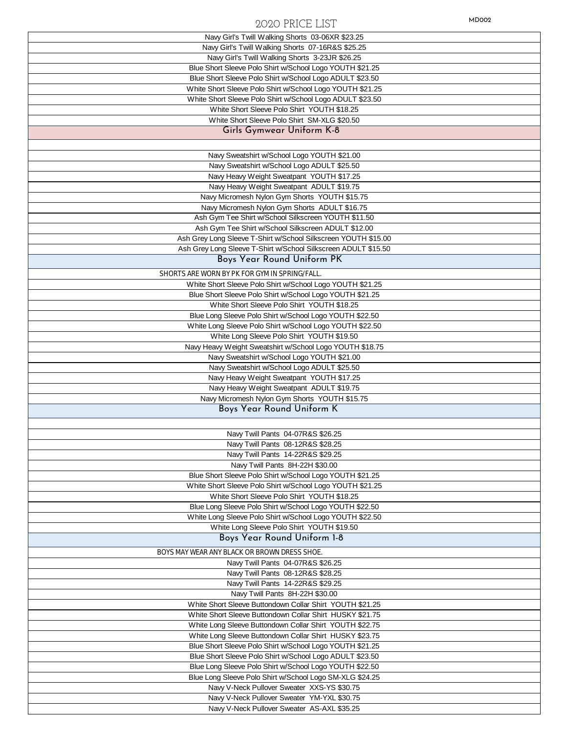# 2020 PRICE LIST

MD002

| Item |
|---|
| Navy Girl's Twill Walking Shorts 03-06XR $23.25 |
| Navy Girl's Twill Walking Shorts 07-16R&S $25.25 |
| Navy Girl's Twill Walking Shorts 3-23JR $26.25 |
| Blue Short Sleeve Polo Shirt w/School Logo YOUTH $21.25 |
| Blue Short Sleeve Polo Shirt w/School Logo ADULT $23.50 |
| White Short Sleeve Polo Shirt w/School Logo YOUTH $21.25 |
| White Short Sleeve Polo Shirt w/School Logo ADULT $23.50 |
| White Short Sleeve Polo Shirt YOUTH $18.25 |
| White Short Sleeve Polo Shirt SM-XLG $20.50 |

## Girls Gymwear Uniform K-8

| Item |
|---|
| Navy Sweatshirt w/School Logo YOUTH $21.00 |
| Navy Sweatshirt w/School Logo ADULT $25.50 |
| Navy Heavy Weight Sweatpant YOUTH $17.25 |
| Navy Heavy Weight Sweatpant ADULT $19.75 |
| Navy Micromesh Nylon Gym Shorts YOUTH $15.75 |
| Navy Micromesh Nylon Gym Shorts ADULT $16.75 |
| Ash Gym Tee Shirt w/School Silkscreen YOUTH $11.50 |
| Ash Gym Tee Shirt w/School Silkscreen ADULT $12.00 |
| Ash Grey Long Sleeve T-Shirt w/School Silkscreen YOUTH $15.00 |
| Ash Grey Long Sleeve T-Shirt w/School Silkscreen ADULT $15.50 |

## Boys Year Round Uniform PK

SHORTS ARE WORN BY PK FOR GYM IN SPRING/FALL.

| Item |
|---|
| White Short Sleeve Polo Shirt w/School Logo YOUTH $21.25 |
| Blue Short Sleeve Polo Shirt w/School Logo YOUTH $21.25 |
| White Short Sleeve Polo Shirt YOUTH $18.25 |
| Blue Long Sleeve Polo Shirt w/School Logo YOUTH $22.50 |
| White Long Sleeve Polo Shirt w/School Logo YOUTH $22.50 |
| White Long Sleeve Polo Shirt YOUTH $19.50 |
| Navy Heavy Weight Sweatshirt w/School Logo YOUTH $18.75 |
| Navy Sweatshirt w/School Logo YOUTH $21.00 |
| Navy Sweatshirt w/School Logo ADULT $25.50 |
| Navy Heavy Weight Sweatpant YOUTH $17.25 |
| Navy Heavy Weight Sweatpant ADULT $19.75 |
| Navy Micromesh Nylon Gym Shorts YOUTH $15.75 |

## Boys Year Round Uniform K

| Item |
|---|
| Navy Twill Pants 04-07R&S $26.25 |
| Navy Twill Pants 08-12R&S $28.25 |
| Navy Twill Pants 14-22R&S $29.25 |
| Navy Twill Pants 8H-22H $30.00 |
| Blue Short Sleeve Polo Shirt w/School Logo YOUTH $21.25 |
| White Short Sleeve Polo Shirt w/School Logo YOUTH $21.25 |
| White Short Sleeve Polo Shirt YOUTH $18.25 |
| Blue Long Sleeve Polo Shirt w/School Logo YOUTH $22.50 |
| White Long Sleeve Polo Shirt w/School Logo YOUTH $22.50 |
| White Long Sleeve Polo Shirt YOUTH $19.50 |

## Boys Year Round Uniform 1-8

BOYS MAY WEAR ANY BLACK OR BROWN DRESS SHOE.

| Item |
|---|
| Navy Twill Pants 04-07R&S $26.25 |
| Navy Twill Pants 08-12R&S $28.25 |
| Navy Twill Pants 14-22R&S $29.25 |
| Navy Twill Pants 8H-22H $30.00 |
| White Short Sleeve Buttondown Collar Shirt YOUTH $21.25 |
| White Short Sleeve Buttondown Collar Shirt HUSKY $21.75 |
| White Long Sleeve Buttondown Collar Shirt YOUTH $22.75 |
| White Long Sleeve Buttondown Collar Shirt HUSKY $23.75 |
| Blue Short Sleeve Polo Shirt w/School Logo YOUTH $21.25 |
| Blue Short Sleeve Polo Shirt w/School Logo ADULT $23.50 |
| Blue Long Sleeve Polo Shirt w/School Logo YOUTH $22.50 |
| Blue Long Sleeve Polo Shirt w/School Logo SM-XLG $24.25 |
| Navy V-Neck Pullover Sweater XXS-YS $30.75 |
| Navy V-Neck Pullover Sweater YM-YXL $30.75 |
| Navy V-Neck Pullover Sweater AS-AXL $35.25 |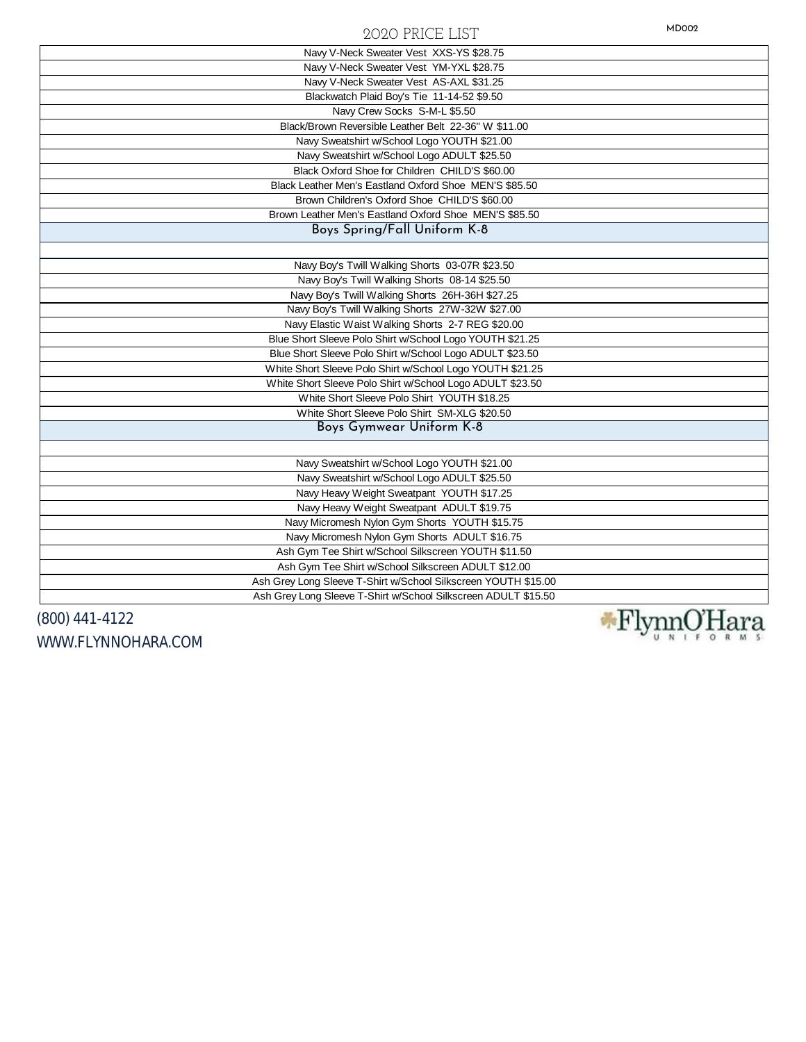# 2020 PRICE LIST

MD002

| |
|---|
| Navy V-Neck Sweater Vest XXS-YS $28.75 |
| Navy V-Neck Sweater Vest YM-YXL $28.75 |
| Navy V-Neck Sweater Vest AS-AXL $31.25 |
| Blackwatch Plaid Boy's Tie 11-14-52 $9.50 |
| Navy Crew Socks S-M-L $5.50 |
| Black/Brown Reversible Leather Belt 22-36" W $11.00 |
| Navy Sweatshirt w/School Logo YOUTH $21.00 |
| Navy Sweatshirt w/School Logo ADULT $25.50 |
| Black Oxford Shoe for Children CHILD'S $60.00 |
| Black Leather Men's Eastland Oxford Shoe MEN'S $85.50 |
| Brown Children's Oxford Shoe CHILD'S $60.00 |
| Brown Leather Men's Eastland Oxford Shoe MEN'S $85.50 |
| **Boys Spring/Fall Uniform K-8** |
| |
| Navy Boy's Twill Walking Shorts 03-07R $23.50 |
| Navy Boy's Twill Walking Shorts 08-14 $25.50 |
| Navy Boy's Twill Walking Shorts 26H-36H $27.25 |
| Navy Boy's Twill Walking Shorts 27W-32W $27.00 |
| Navy Elastic Waist Walking Shorts 2-7 REG $20.00 |
| Blue Short Sleeve Polo Shirt w/School Logo YOUTH $21.25 |
| Blue Short Sleeve Polo Shirt w/School Logo ADULT $23.50 |
| White Short Sleeve Polo Shirt w/School Logo YOUTH $21.25 |
| White Short Sleeve Polo Shirt w/School Logo ADULT $23.50 |
| White Short Sleeve Polo Shirt YOUTH $18.25 |
| White Short Sleeve Polo Shirt SM-XLG $20.50 |
| **Boys Gymwear Uniform K-8** |
| |
| Navy Sweatshirt w/School Logo YOUTH $21.00 |
| Navy Sweatshirt w/School Logo ADULT $25.50 |
| Navy Heavy Weight Sweatpant YOUTH $17.25 |
| Navy Heavy Weight Sweatpant ADULT $19.75 |
| Navy Micromesh Nylon Gym Shorts YOUTH $15.75 |
| Navy Micromesh Nylon Gym Shorts ADULT $16.75 |
| Ash Gym Tee Shirt w/School Silkscreen YOUTH $11.50 |
| Ash Gym Tee Shirt w/School Silkscreen ADULT $12.00 |
| Ash Grey Long Sleeve T-Shirt w/School Silkscreen YOUTH $15.00 |
| Ash Grey Long Sleeve T-Shirt w/School Silkscreen ADULT $15.50 |

(800) 441-4122
WWW.FLYNNOHARA.COM

FlynnO'Hara UNIFORMS